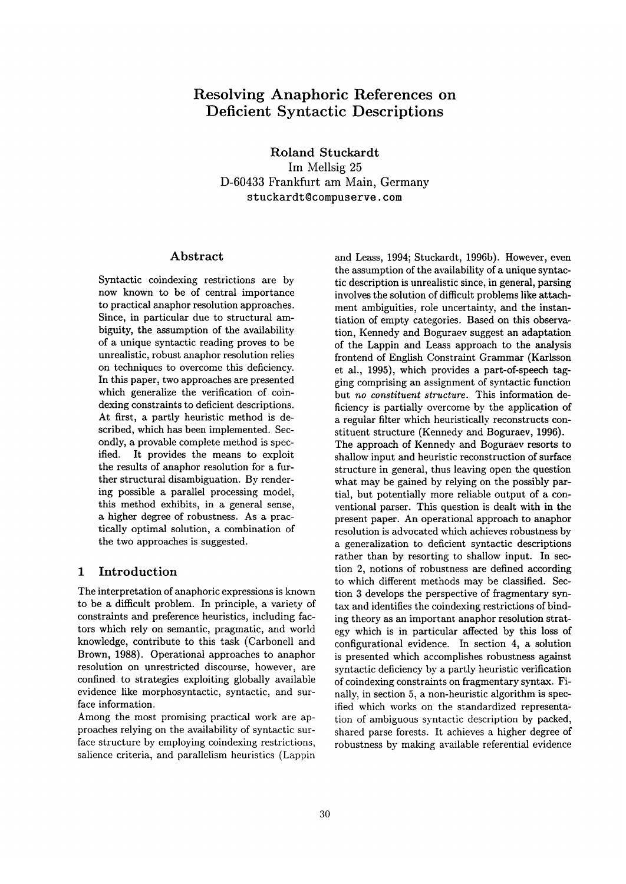# Resolving Anaphoric References on Deficient Syntactic Descriptions

**Roland Stuckardt**
Im Mellsig 25
D-60433 Frankfurt am Main, Germany
stuckardt@compuserve.com

## Abstract

Syntactic coindexing restrictions are by now known to be of central importance to practical anaphor resolution approaches. Since, in particular due to structural ambiguity, the assumption of the availability of a unique syntactic reading proves to be unrealistic, robust anaphor resolution relies on techniques to overcome this deficiency. In this paper, two approaches are presented which generalize the verification of coindexing constraints to deficient descriptions. At first, a partly heuristic method is described, which has been implemented. Secondly, a provable complete method is specified. It provides the means to exploit the results of anaphor resolution for a further structural disambiguation. By rendering possible a parallel processing model, this method exhibits, in a general sense, a higher degree of robustness. As a practically optimal solution, a combination of the two approaches is suggested.

## 1 Introduction

The interpretation of anaphoric expressions is known to be a difficult problem. In principle, a variety of constraints and preference heuristics, including factors which rely on semantic, pragmatic, and world knowledge, contribute to this task (Carbonell and Brown, 1988). Operational approaches to anaphor resolution on unrestricted discourse, however, are confined to strategies exploiting globally available evidence like morphosyntactic, syntactic, and surface information.

Among the most promising practical work are approaches relying on the availability of syntactic surface structure by employing coindexing restrictions, salience criteria, and parallelism heuristics (Lappin and Leass, 1994; Stuckardt, 1996b). However, even the assumption of the availability of a unique syntactic description is unrealistic since, in general, parsing involves the solution of difficult problems like attachment ambiguities, role uncertainty, and the instantiation of empty categories. Based on this observation, Kennedy and Boguraev suggest an adaptation of the Lappin and Leass approach to the analysis frontend of English Constraint Grammar (Karlsson et al., 1995), which provides a part-of-speech tagging comprising an assignment of syntactic function but *no constituent structure*. This information deficiency is partially overcome by the application of a regular filter which heuristically reconstructs constituent structure (Kennedy and Boguraev, 1996).

The approach of Kennedy and Boguraev resorts to shallow input and heuristic reconstruction of surface structure in general, thus leaving open the question what may be gained by relying on the possibly partial, but potentially more reliable output of a conventional parser. This question is dealt with in the present paper. An operational approach to anaphor resolution is advocated which achieves robustness by a generalization to deficient syntactic descriptions rather than by resorting to shallow input. In section 2, notions of robustness are defined according to which different methods may be classified. Section 3 develops the perspective of fragmentary syntax and identifies the coindexing restrictions of binding theory as an important anaphor resolution strategy which is in particular affected by this loss of configurational evidence. In section 4, a solution is presented which accomplishes robustness against syntactic deficiency by a partly heuristic verification of coindexing constraints on fragmentary syntax. Finally, in section 5, a non-heuristic algorithm is specified which works on the standardized representation of ambiguous syntactic description by packed, shared parse forests. It achieves a higher degree of robustness by making available referential evidence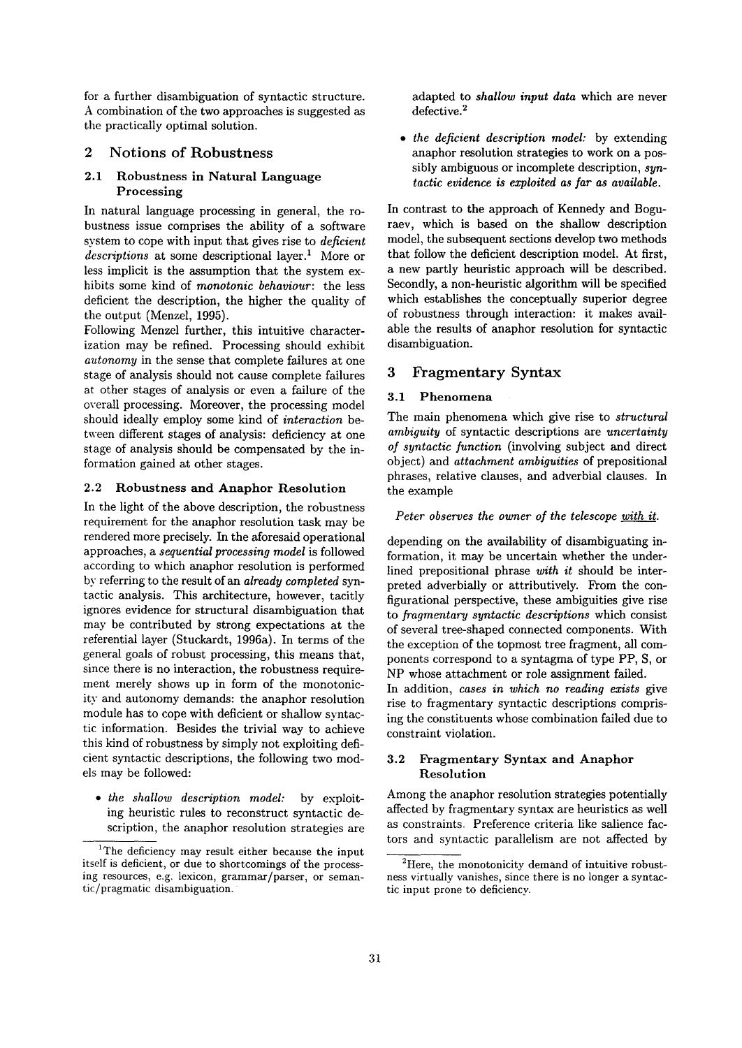for a further disambiguation of syntactic structure. A combination of the two approaches is suggested as the practically optimal solution.

## 2 Notions of Robustness

### 2.1 Robustness in Natural Language Processing

In natural language processing in general, the robustness issue comprises the ability of a software system to cope with input that gives rise to *deficient descriptions* at some descriptional layer.[1] More or less implicit is the assumption that the system exhibits some kind of *monotonic behaviour*: the less deficient the description, the higher the quality of the output (Menzel, 1995).

Following Menzel further, this intuitive characterization may be refined. Processing should exhibit *autonomy* in the sense that complete failures at one stage of analysis should not cause complete failures at other stages of analysis or even a failure of the overall processing. Moreover, the processing model should ideally employ some kind of *interaction* between different stages of analysis: deficiency at one stage of analysis should be compensated by the information gained at other stages.

### 2.2 Robustness and Anaphor Resolution

In the light of the above description, the robustness requirement for the anaphor resolution task may be rendered more precisely. In the aforesaid operational approaches, a *sequential processing model* is followed according to which anaphor resolution is performed by referring to the result of an *already completed* syntactic analysis. This architecture, however, tacitly ignores evidence for structural disambiguation that may be contributed by strong expectations at the referential layer (Stuckardt, 1996a). In terms of the general goals of robust processing, this means that, since there is no interaction, the robustness requirement merely shows up in form of the monotonicity and autonomy demands: the anaphor resolution module has to cope with deficient or shallow syntactic information. Besides the trivial way to achieve this kind of robustness by simply not exploiting deficient syntactic descriptions, the following two models may be followed:

- *the shallow description model:* by exploiting heuristic rules to reconstruct syntactic description, the anaphor resolution strategies are adapted to *shallow input data* which are never defective.[2]
- *the deficient description model:* by extending anaphor resolution strategies to work on a possibly ambiguous or incomplete description, *syntactic evidence is exploited as far as available.*

In contrast to the approach of Kennedy and Boguraev, which is based on the shallow description model, the subsequent sections develop two methods that follow the deficient description model. At first, a new partly heuristic approach will be described. Secondly, a non-heuristic algorithm will be specified which establishes the conceptually superior degree of robustness through interaction: it makes available the results of anaphor resolution for syntactic disambiguation.

## 3 Fragmentary Syntax

### 3.1 Phenomena

The main phenomena which give rise to *structural ambiguity* of syntactic descriptions are *uncertainty of syntactic function* (involving subject and direct object) and *attachment ambiguities* of prepositional phrases, relative clauses, and adverbial clauses. In the example

*Peter observes the owner of the telescope with it.*

depending on the availability of disambiguating information, it may be uncertain whether the underlined prepositional phrase *with it* should be interpreted adverbially or attributively. From the configurational perspective, these ambiguities give rise to *fragmentary syntactic descriptions* which consist of several tree-shaped connected components. With the exception of the topmost tree fragment, all components correspond to a syntagma of type PP, S, or NP whose attachment or role assignment failed.

In addition, *cases in which no reading exists* give rise to fragmentary syntactic descriptions comprising the constituents whose combination failed due to constraint violation.

### 3.2 Fragmentary Syntax and Anaphor Resolution

Among the anaphor resolution strategies potentially affected by fragmentary syntax are heuristics as well as constraints. Preference criteria like salience factors and syntactic parallelism are not affected by

[1] The deficiency may result either because the input itself is deficient, or due to shortcomings of the processing resources, e.g. lexicon, grammar/parser, or semantic/pragmatic disambiguation.

[2] Here, the monotonicity demand of intuitive robustness virtually vanishes, since there is no longer a syntactic input prone to deficiency.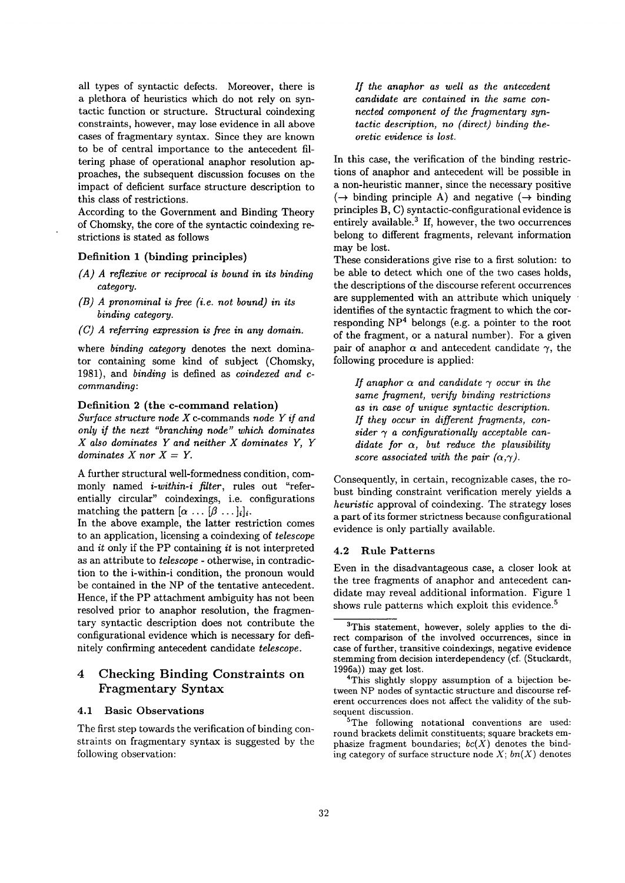all types of syntactic defects. Moreover, there is a plethora of heuristics which do not rely on syntactic function or structure. Structural coindexing constraints, however, may lose evidence in all above cases of fragmentary syntax. Since they are known to be of central importance to the antecedent filtering phase of operational anaphor resolution approaches, the subsequent discussion focuses on the impact of deficient surface structure description to this class of restrictions.

According to the Government and Binding Theory of Chomsky, the core of the syntactic coindexing restrictions is stated as follows

**Definition 1 (binding principles)**

*(A) A reflexive or reciprocal is bound in its binding category.*

*(B) A pronominal is free (i.e. not bound) in its binding category.*

*(C) A referring expression is free in any domain.*

where *binding category* denotes the next dominator containing some kind of subject (Chomsky, 1981), and *binding* is defined as *coindexed and c-commanding*:

**Definition 2 (the c-command relation)**

*Surface structure node X* c-commands *node Y if and only if the next "branching node" which dominates X also dominates Y and neither X dominates Y, Y dominates X nor X = Y.*

A further structural well-formedness condition, commonly named *i-within-i filter*, rules out "referentially circular" coindexings, i.e. configurations matching the pattern $[\alpha \ldots [\beta \ldots]_i]_i$.

In the above example, the latter restriction comes to an application, licensing a coindexing of *telescope* and *it* only if the PP containing *it* is not interpreted as an attribute to *telescope* - otherwise, in contradiction to the i-within-i condition, the pronoun would be contained in the NP of the tentative antecedent. Hence, if the PP attachment ambiguity has not been resolved prior to anaphor resolution, the fragmentary syntactic description does not contribute the configurational evidence which is necessary for definitely confirming antecedent candidate *telescope*.

## 4 Checking Binding Constraints on Fragmentary Syntax

### 4.1 Basic Observations

The first step towards the verification of binding constraints on fragmentary syntax is suggested by the following observation:

> *If the anaphor as well as the antecedent candidate are contained in the same connected component of the fragmentary syntactic description, no (direct) binding theoretic evidence is lost.*

In this case, the verification of the binding restrictions of anaphor and antecedent will be possible in a non-heuristic manner, since the necessary positive ($\rightarrow$ binding principle A) and negative ($\rightarrow$ binding principles B, C) syntactic-configurational evidence is entirely available.[3] If, however, the two occurrences belong to different fragments, relevant information may be lost.

These considerations give rise to a first solution: to be able to detect which one of the two cases holds, the descriptions of the discourse referent occurrences are supplemented with an attribute which uniquely identifies of the syntactic fragment to which the corresponding NP[4] belongs (e.g. a pointer to the root of the fragment, or a natural number). For a given pair of anaphor $\alpha$ and antecedent candidate $\gamma$, the following procedure is applied:

> *If anaphor $\alpha$ and candidate $\gamma$ occur in the same fragment, verify binding restrictions as in case of unique syntactic description. If they occur in different fragments, consider $\gamma$ a configurationally acceptable candidate for $\alpha$, but reduce the plausibility score associated with the pair $(\alpha,\gamma)$.*

Consequently, in certain, recognizable cases, the robust binding constraint verification merely yields a *heuristic* approval of coindexing. The strategy loses a part of its former strictness because configurational evidence is only partially available.

### 4.2 Rule Patterns

Even in the disadvantageous case, a closer look at the tree fragments of anaphor and antecedent candidate may reveal additional information. Figure 1 shows rule patterns which exploit this evidence.[5]

---

[3] This statement, however, solely applies to the direct comparison of the involved occurrences, since in case of further, transitive coindexings, negative evidence stemming from decision interdependency (cf. (Stuckardt, 1996a)) may get lost.

[4] This slightly sloppy assumption of a bijection between NP nodes of syntactic structure and discourse referent occurrences does not affect the validity of the subsequent discussion.

[5] The following notational conventions are used: round brackets delimit constituents; square brackets emphasize fragment boundaries; $bc(X)$ denotes the binding category of surface structure node $X$; $bn(X)$ denotes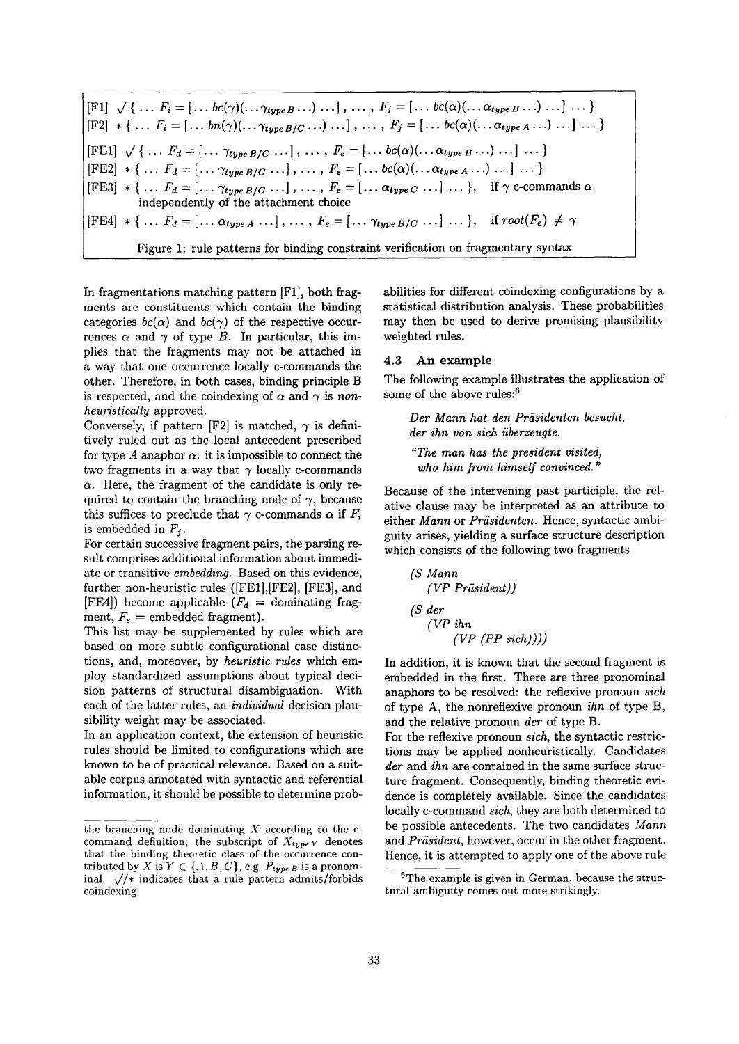[F1] $\surd \{ \ldots F_i = [\ldots bc(\gamma)(\ldots \gamma_{type\,B} \ldots) \ldots], \ldots, F_j = [\ldots bc(\alpha)(\ldots \alpha_{type\,B} \ldots) \ldots] \ldots \}$

[F2] $* \{ \ldots F_i = [\ldots bn(\gamma)(\ldots \gamma_{type\,B/C} \ldots) \ldots], \ldots, F_j = [\ldots bc(\alpha)(\ldots \alpha_{type\,A} \ldots) \ldots] \ldots \}$

[FE1] $\surd \{ \ldots F_d = [\ldots \gamma_{type\,B/C} \ldots], \ldots, F_e = [\ldots bc(\alpha)(\ldots \alpha_{type\,B} \ldots) \ldots] \ldots \}$

[FE2] $* \{ \ldots F_d = [\ldots \gamma_{type\,B/C} \ldots], \ldots, F_e = [\ldots bc(\alpha)(\ldots \alpha_{type\,A} \ldots) \ldots] \ldots \}$

[FE3] $* \{ \ldots F_d = [\ldots \gamma_{type\,B/C} \ldots], \ldots, F_e = [\ldots \alpha_{type\,C} \ldots] \ldots \}$, if $\gamma$ c-commands $\alpha$ independently of the attachment choice

[FE4] $* \{ \ldots F_d = [\ldots \alpha_{type\,A} \ldots], \ldots, F_e = [\ldots \gamma_{type\,B/C} \ldots] \ldots \}$, if $root(F_e) \neq \gamma$

Figure 1: rule patterns for binding constraint verification on fragmentary syntax

In fragmentations matching pattern [F1], both fragments are constituents which contain the binding categories $bc(\alpha)$ and $bc(\gamma)$ of the respective occurrences $\alpha$ and $\gamma$ of type $B$. In particular, this implies that the fragments may not be attached in a way that one occurrence locally c-commands the other. Therefore, in both cases, binding principle B is respected, and the coindexing of $\alpha$ and $\gamma$ is *non-heuristically* approved.

Conversely, if pattern [F2] is matched, $\gamma$ is definitively ruled out as the local antecedent prescribed for type $A$ anaphor $\alpha$: it is impossible to connect the two fragments in a way that $\gamma$ locally c-commands $\alpha$. Here, the fragment of the candidate is only required to contain the branching node of $\gamma$, because this suffices to preclude that $\gamma$ c-commands $\alpha$ if $F_i$ is embedded in $F_j$.

For certain successive fragment pairs, the parsing result comprises additional information about immediate or transitive *embedding*. Based on this evidence, further non-heuristic rules ([FE1],[FE2], [FE3], and [FE4]) become applicable ($F_d$ = dominating fragment, $F_e$ = embedded fragment).

This list may be supplemented by rules which are based on more subtle configurational case distinctions, and, moreover, by *heuristic rules* which employ standardized assumptions about typical decision patterns of structural disambiguation. With each of the latter rules, an *individual* decision plausibility weight may be associated.

In an application context, the extension of heuristic rules should be limited to configurations which are known to be of practical relevance. Based on a suitable corpus annotated with syntactic and referential information, it should be possible to determine probabilities for different coindexing configurations by a statistical distribution analysis. These probabilities may then be used to derive promising plausibility weighted rules.

### 4.3 An example

The following example illustrates the application of some of the above rules:[6]

> *Der Mann hat den Präsidenten besucht, der ihn von sich überzeugte.*
>
> *"The man has the president visited, who him from himself convinced."*

Because of the intervening past participle, the relative clause may be interpreted as an attribute to either *Mann* or *Präsidenten*. Hence, syntactic ambiguity arises, yielding a surface structure description which consists of the following two fragments

```
(S Mann
   (VP Präsident))
(S der
   (VP ihn
       (VP (PP sich))))
```

In addition, it is known that the second fragment is embedded in the first. There are three pronominal anaphors to be resolved: the reflexive pronoun *sich* of type A, the nonreflexive pronoun *ihn* of type B, and the relative pronoun *der* of type B.

For the reflexive pronoun *sich*, the syntactic restrictions may be applied nonheuristically. Candidates *der* and *ihn* are contained in the same surface structure fragment. Consequently, binding theoretic evidence is completely available. Since the candidates locally c-command *sich*, they are both determined to be possible antecedents. The two candidates *Mann* and *Präsident*, however, occur in the other fragment. Hence, it is attempted to apply one of the above rule

---

the branching node dominating $X$ according to the c-command definition; the subscript of $X_{type\,Y}$ denotes that the binding theoretic class of the occurrence contributed by $X$ is $Y \in \{A, B, C\}$, e.g. $P_{type\,B}$ is a pronominal. $\surd/*$ indicates that a rule pattern admits/forbids coindexing.

[6] The example is given in German, because the structural ambiguity comes out more strikingly.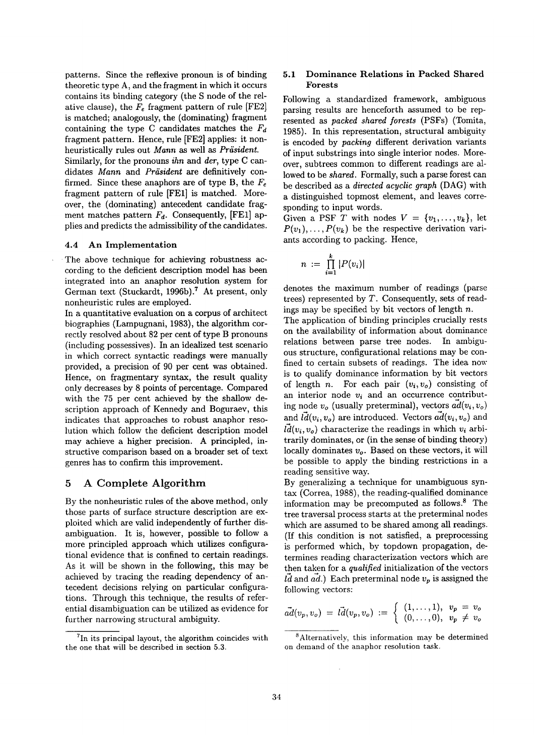patterns. Since the reflexive pronoun is of binding theoretic type A, and the fragment in which it occurs contains its binding category (the S node of the relative clause), the $F_e$ fragment pattern of rule [FE2] is matched; analogously, the (dominating) fragment containing the type C candidates matches the $F_d$ fragment pattern. Hence, rule [FE2] applies: it nonheuristically rules out *Mann* as well as *Präsident*.

Similarly, for the pronouns *ihn* and *der*, type C candidates *Mann* and *Präsident* are definitively confirmed. Since these anaphors are of type B, the $F_e$ fragment pattern of rule [FE1] is matched. Moreover, the (dominating) antecedent candidate fragment matches pattern $F_d$. Consequently, [FE1] applies and predicts the admissibility of the candidates.

### 4.4 An Implementation

The above technique for achieving robustness according to the deficient description model has been integrated into an anaphor resolution system for German text (Stuckardt, 1996b).[7] At present, only nonheuristic rules are employed.

In a quantitative evaluation on a corpus of architect biographies (Lampugnani, 1983), the algorithm correctly resolved about 82 per cent of type B pronouns (including possessives). In an idealized test scenario in which correct syntactic readings were manually provided, a precision of 90 per cent was obtained. Hence, on fragmentary syntax, the result quality only decreases by 8 points of percentage. Compared with the 75 per cent achieved by the shallow description approach of Kennedy and Boguraev, this indicates that approaches to robust anaphor resolution which follow the deficient description model may achieve a higher precision. A principled, instructive comparison based on a broader set of text genres has to confirm this improvement.

## 5 A Complete Algorithm

By the nonheuristic rules of the above method, only those parts of surface structure description are exploited which are valid independently of further disambiguation. It is, however, possible to follow a more principled approach which utilizes configurational evidence that is confined to certain readings. As it will be shown in the following, this may be achieved by tracing the reading dependency of antecedent decisions relying on particular configurations. Through this technique, the results of referential disambiguation can be utilized as evidence for further narrowing structural ambiguity.

[7] In its principal layout, the algorithm coincides with the one that will be described in section 5.3.

### 5.1 Dominance Relations in Packed Shared Forests

Following a standardized framework, ambiguous parsing results are henceforth assumed to be represented as *packed shared forests* (PSFs) (Tomita, 1985). In this representation, structural ambiguity is encoded by *packing* different derivation variants of input substrings into single interior nodes. Moreover, subtrees common to different readings are allowed to be *shared*. Formally, such a parse forest can be described as a *directed acyclic graph* (DAG) with a distinguished topmost element, and leaves corresponding to input words.

Given a PSF $T$ with nodes $V = \{v_1, \ldots, v_k\}$, let $P(v_1), \ldots, P(v_k)$ be the respective derivation variants according to packing. Hence,

$$n := \prod_{i=1}^{k} |P(v_i)|$$

denotes the maximum number of readings (parse trees) represented by $T$. Consequently, sets of readings may be specified by bit vectors of length $n$.

The application of binding principles crucially rests on the availability of information about dominance relations between parse tree nodes. In ambiguous structure, configurational relations may be confined to certain subsets of readings. The idea now is to qualify dominance information by bit vectors of length $n$. For each pair $(v_i, v_o)$ consisting of an interior node $v_i$ and an occurrence contributing node $v_o$ (usually preterminal), vectors $\vec{ad}(v_i, v_o)$ and $\vec{ld}(v_i, v_o)$ are introduced. Vectors $\vec{ad}(v_i, v_o)$ and $\vec{ld}(v_i, v_o)$ characterize the readings in which $v_i$ arbitrarily dominates, or (in the sense of binding theory) locally dominates $v_o$. Based on these vectors, it will be possible to apply the binding restrictions in a reading sensitive way.

By generalizing a technique for unambiguous syntax (Correa, 1988), the reading-qualified dominance information may be precomputed as follows.[8] The tree traversal process starts at the preterminal nodes which are assumed to be shared among all readings. (If this condition is not satisfied, a preprocessing is performed which, by topdown propagation, determines reading characterization vectors which are then taken for a *qualified* initialization of the vectors $\vec{ld}$ and $\vec{ad}$.) Each preterminal node $v_p$ is assigned the following vectors:

$$\vec{ad}(v_p, v_o) = \vec{ld}(v_p, v_o) := \begin{cases} (1, \ldots, 1), & v_p = v_o \\ (0, \ldots, 0), & v_p \neq v_o \end{cases}$$

[8] Alternatively, this information may be determined on demand of the anaphor resolution task.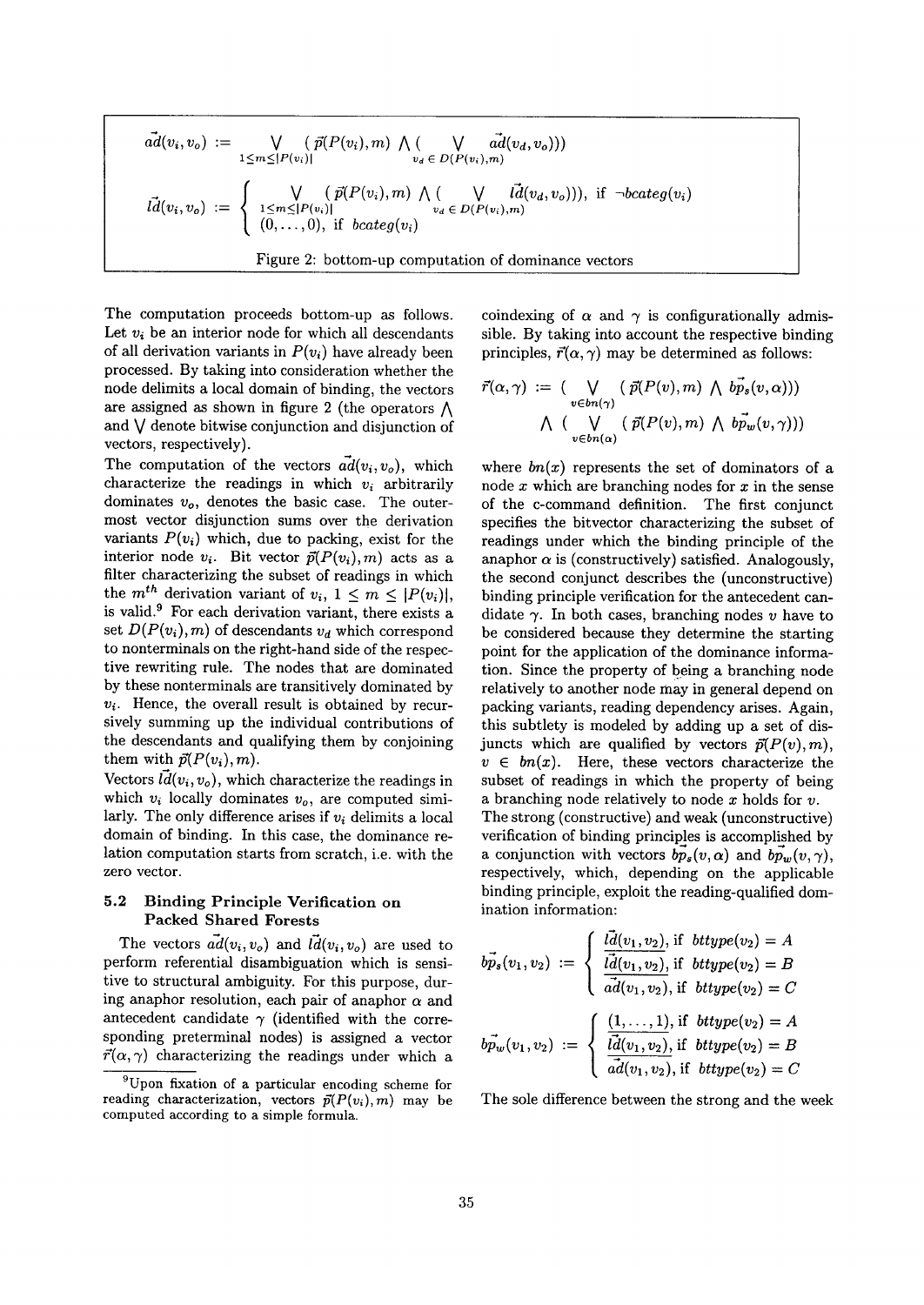$$\vec{ad}(v_i, v_o) := \bigvee_{1 \leq m \leq |P(v_i)|} (\vec{p}(P(v_i), m) \bigwedge (\bigvee_{v_d \in D(P(v_i),m)} \vec{ad}(v_d, v_o)))$$

$$\vec{ld}(v_i, v_o) := \begin{cases} \bigvee_{1 \leq m \leq |P(v_i)|} (\vec{p}(P(v_i), m) \bigwedge (\bigvee_{v_d \in D(P(v_i),m)} \vec{ld}(v_d, v_o))), & \text{if } \neg bcateg(v_i) \\ (0, \ldots, 0), & \text{if } bcateg(v_i) \end{cases}$$

Figure 2: bottom-up computation of dominance vectors

The computation proceeds bottom-up as follows. Let $v_i$ be an interior node for which all descendants of all derivation variants in $P(v_i)$ have already been processed. By taking into consideration whether the node delimits a local domain of binding, the vectors are assigned as shown in figure 2 (the operators $\bigwedge$ and $\bigvee$ denote bitwise conjunction and disjunction of vectors, respectively).

The computation of the vectors $\vec{ad}(v_i, v_o)$, which characterize the readings in which $v_i$ arbitrarily dominates $v_o$, denotes the basic case. The outermost vector disjunction sums over the derivation variants $P(v_i)$ which, due to packing, exist for the interior node $v_i$. Bit vector $\vec{p}(P(v_i), m)$ acts as a filter characterizing the subset of readings in which the $m^{th}$ derivation variant of $v_i$, $1 \leq m \leq |P(v_i)|$, is valid.[9] For each derivation variant, there exists a set $D(P(v_i), m)$ of descendants $v_d$ which correspond to nonterminals on the right-hand side of the respective rewriting rule. The nodes that are dominated by these nonterminals are transitively dominated by $v_i$. Hence, the overall result is obtained by recursively summing up the individual contributions of the descendants and qualifying them by conjoining them with $\vec{p}(P(v_i), m)$.

Vectors $\vec{ld}(v_i, v_o)$, which characterize the readings in which $v_i$ locally dominates $v_o$, are computed similarly. The only difference arises if $v_i$ delimits a local domain of binding. In this case, the dominance relation computation starts from scratch, i.e. with the zero vector.

### 5.2 Binding Principle Verification on Packed Shared Forests

The vectors $\vec{ad}(v_i, v_o)$ and $\vec{ld}(v_i, v_o)$ are used to perform referential disambiguation which is sensitive to structural ambiguity. For this purpose, during anaphor resolution, each pair of anaphor $\alpha$ and antecedent candidate $\gamma$ (identified with the corresponding preterminal nodes) is assigned a vector $\vec{r}(\alpha, \gamma)$ characterizing the readings under which a coindexing of $\alpha$ and $\gamma$ is configurationally admissible. By taking into account the respective binding principles, $\vec{r}(\alpha, \gamma)$ may be determined as follows:

$$\vec{r}(\alpha, \gamma) := (\bigvee_{v \in bn(\gamma)} (\vec{p}(P(v), m) \bigwedge \vec{bp_s}(v, \alpha))) \bigwedge (\bigvee_{v \in bn(\alpha)} (\vec{p}(P(v), m) \bigwedge \vec{bp_w}(v, \gamma)))$$

where $bn(x)$ represents the set of dominators of a node $x$ which are branching nodes for $x$ in the sense of the c-command definition. The first conjunct specifies the bitvector characterizing the subset of readings under which the binding principle of the anaphor $\alpha$ is (constructively) satisfied. Analogously, the second conjunct describes the (unconstructive) binding principle verification for the antecedent candidate $\gamma$. In both cases, branching nodes $v$ have to be considered because they determine the starting point for the application of the dominance information. Since the property of being a branching node relatively to another node may in general depend on packing variants, reading dependency arises. Again, this subtlety is modeled by adding up a set of disjuncts which are qualified by vectors $\vec{p}(P(v), m)$, $v \in bn(x)$. Here, these vectors characterize the subset of readings in which the property of being a branching node relatively to node $x$ holds for $v$.

The strong (constructive) and weak (unconstructive) verification of binding principles is accomplished by a conjunction with vectors $\vec{bp_s}(v, \alpha)$ and $\vec{bp_w}(v, \gamma)$, respectively, which, depending on the applicable binding principle, exploit the reading-qualified domination information:

$$\vec{bp_s}(v_1, v_2) := \begin{cases} \vec{ld}(v_1, v_2), & \text{if } bttype(v_2) = A \\ \overline{\vec{ld}(v_1, v_2)}, & \text{if } bttype(v_2) = B \\ \overline{\vec{ad}(v_1, v_2)}, & \text{if } bttype(v_2) = C \end{cases}$$

$$\vec{bp_w}(v_1, v_2) := \begin{cases} \overline{(1, \ldots, 1)}, & \text{if } bttype(v_2) = A \\ \overline{\vec{ld}(v_1, v_2)}, & \text{if } bttype(v_2) = B \\ \overline{\vec{ad}(v_1, v_2)}, & \text{if } bttype(v_2) = C \end{cases}$$

The sole difference between the strong and the week

[9] Upon fixation of a particular encoding scheme for reading characterization, vectors $\vec{p}(P(v_i), m)$ may be computed according to a simple formula.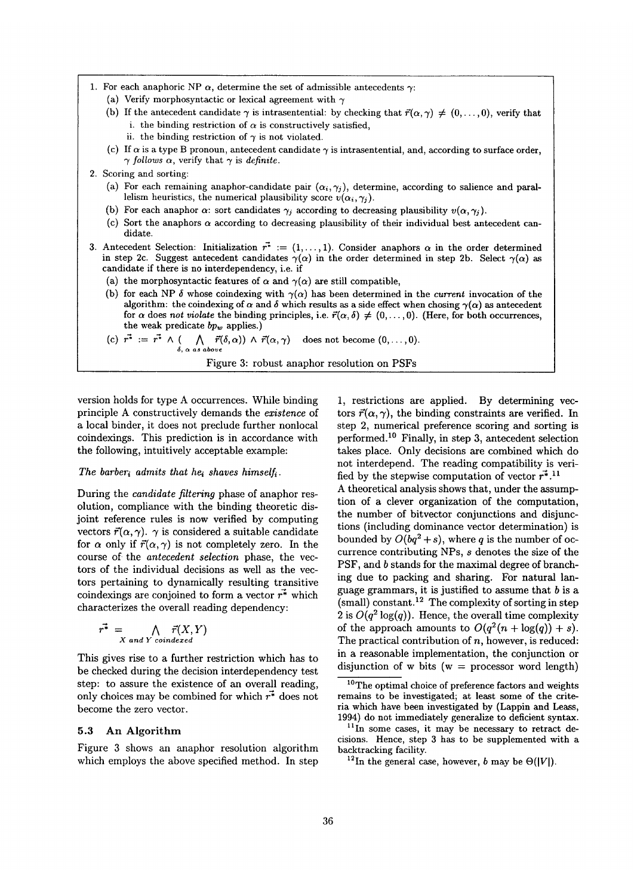1. For each anaphoric NP $\alpha$, determine the set of admissible antecedents $\gamma$:
   (a) Verify morphosyntactic or lexical agreement with $\gamma$
   (b) If the antecedent candidate $\gamma$ is intrasentential: by checking that $\vec{r}(\alpha, \gamma) \neq (0, \ldots, 0)$, verify that
      i. the binding restriction of $\alpha$ is constructively satisfied,
      ii. the binding restriction of $\gamma$ is not violated.
   (c) If $\alpha$ is a type B pronoun, antecedent candidate $\gamma$ is intrasentential, and, according to surface order, $\gamma$ *follows* $\alpha$, verify that $\gamma$ is *definite*.
2. Scoring and sorting:
   (a) For each remaining anaphor-candidate pair $(\alpha_i, \gamma_j)$, determine, according to salience and parallelism heuristics, the numerical plausibility score $v(\alpha_i, \gamma_j)$.
   (b) For each anaphor $\alpha$: sort candidates $\gamma_j$ according to decreasing plausibility $v(\alpha, \gamma_j)$.
   (c) Sort the anaphors $\alpha$ according to decreasing plausibility of their individual best antecedent candidate.
3. Antecedent Selection: Initialization $\vec{r^*} := (1, \ldots, 1)$. Consider anaphors $\alpha$ in the order determined in step 2c. Suggest antecedent candidates $\gamma(\alpha)$ in the order determined in step 2b. Select $\gamma(\alpha)$ as candidate if there is no interdependency, i.e. if
   (a) the morphosyntactic features of $\alpha$ and $\gamma(\alpha)$ are still compatible,
   (b) for each NP $\delta$ whose coindexing with $\gamma(\alpha)$ has been determined in the *current* invocation of the algorithm: the coindexing of $\alpha$ and $\delta$ which results as a side effect when chosing $\gamma(\alpha)$ as antecedent for $\alpha$ does *not violate* the binding principles, i.e. $\vec{r}(\alpha, \delta) \neq (0, \ldots, 0)$. (Here, for both occurrences, the weak predicate $bp_w$ applies.)
   (c) $\vec{r^*} := \vec{r^*} \wedge \left( \bigwedge_{\delta,\, \alpha \text{ as above}} \vec{r}(\delta, \alpha) \right) \wedge \vec{r}(\alpha, \gamma)$ does not become $(0, \ldots, 0)$.

Figure 3: robust anaphor resolution on PSFs

version holds for type A occurrences. While binding principle A constructively demands the *existence* of a local binder, it does not preclude further nonlocal coindexings. This prediction is in accordance with the following, intuitively acceptable example:

*The barber$_i$ admits that he$_i$ shaves himself$_i$.*

During the *candidate filtering* phase of anaphor resolution, compliance with the binding theoretic disjoint reference rules is now verified by computing vectors $\vec{r}(\alpha, \gamma)$. $\gamma$ is considered a suitable candidate for $\alpha$ only if $\vec{r}(\alpha, \gamma)$ is not completely zero. In the course of the *antecedent selection* phase, the vectors of the individual decisions as well as the vectors pertaining to dynamically resulting transitive coindexings are conjoined to form a vector $\vec{r^*}$ which characterizes the overall reading dependency:

$$\vec{r^*} = \bigwedge_{X \text{ and } Y \text{ coindexed}} \vec{r}(X, Y)$$

This gives rise to a further restriction which has to be checked during the decision interdependency test step: to assure the existence of an overall reading, only choices may be combined for which $\vec{r^*}$ does not become the zero vector.

### 5.3 An Algorithm

Figure 3 shows an anaphor resolution algorithm which employs the above specified method. In step 1, restrictions are applied. By determining vectors $\vec{r}(\alpha, \gamma)$, the binding constraints are verified. In step 2, numerical preference scoring and sorting is performed.[10] Finally, in step 3, antecedent selection takes place. Only decisions are combined which do not interdepend. The reading compatibility is verified by the stepwise computation of vector $\vec{r^*}$.[11]

A theoretical analysis shows that, under the assumption of a clever organization of the computation, the number of bitvector conjunctions and disjunctions (including dominance vector determination) is bounded by $O(bq^2 + s)$, where $q$ is the number of occurrence contributing NPs, $s$ denotes the size of the PSF, and $b$ stands for the maximal degree of branching due to packing and sharing. For natural language grammars, it is justified to assume that $b$ is a (small) constant.[12] The complexity of sorting in step 2 is $O(q^2 \log(q))$. Hence, the overall time complexity of the approach amounts to $O(q^2(n + \log(q)) + s)$. The practical contribution of $n$, however, is reduced: in a reasonable implementation, the conjunction or disjunction of w bits (w = processor word length)

[10] The optimal choice of preference factors and weights remains to be investigated; at least some of the criteria which have been investigated by (Lappin and Leass, 1994) do not immediately generalize to deficient syntax.

[11] In some cases, it may be necessary to retract decisions. Hence, step 3 has to be supplemented with a backtracking facility.

[12] In the general case, however, $b$ may be $\Theta(|V|)$.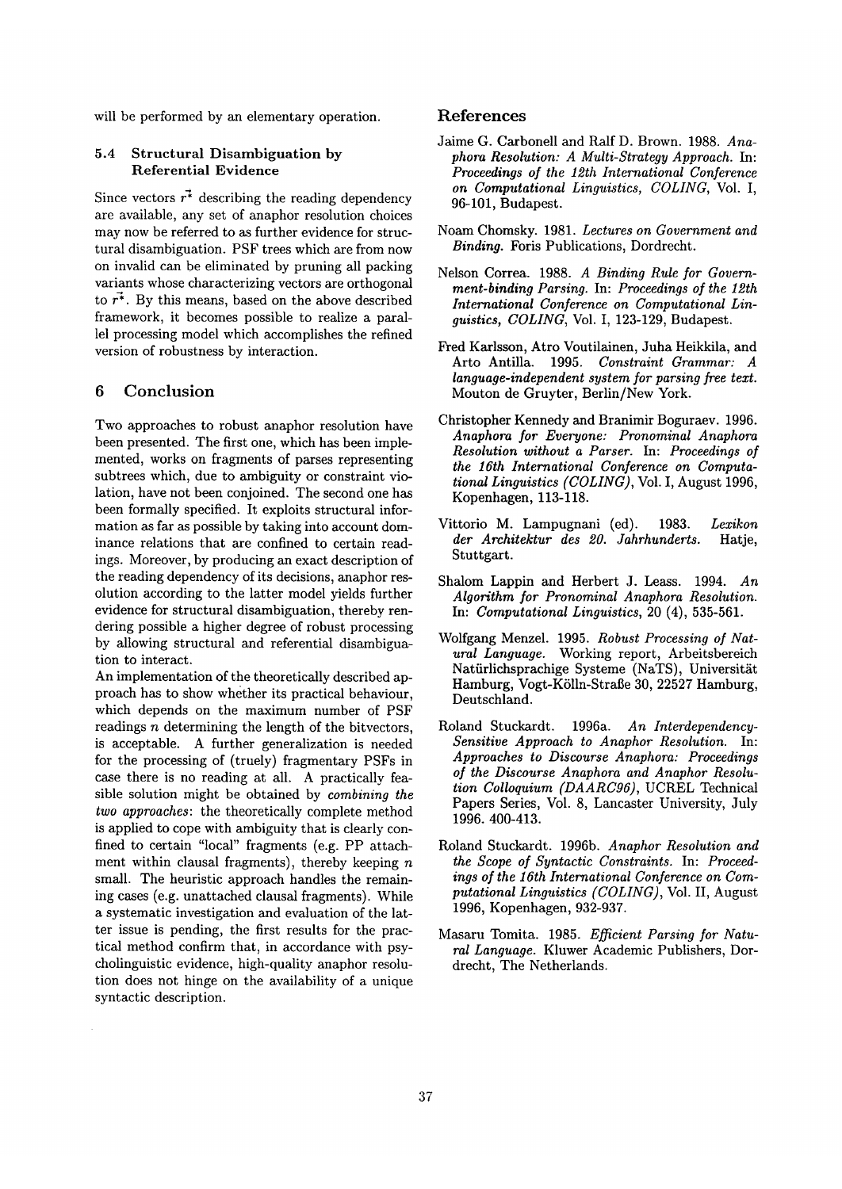will be performed by an elementary operation.

### 5.4 Structural Disambiguation by Referential Evidence

Since vectors $\vec{r^*}$ describing the reading dependency are available, any set of anaphor resolution choices may now be referred to as further evidence for structural disambiguation. PSF trees which are from now on invalid can be eliminated by pruning all packing variants whose characterizing vectors are orthogonal to $\vec{r^*}$. By this means, based on the above described framework, it becomes possible to realize a parallel processing model which accomplishes the refined version of robustness by interaction.

## 6 Conclusion

Two approaches to robust anaphor resolution have been presented. The first one, which has been implemented, works on fragments of parses representing subtrees which, due to ambiguity or constraint violation, have not been conjoined. The second one has been formally specified. It exploits structural information as far as possible by taking into account dominance relations that are confined to certain readings. Moreover, by producing an exact description of the reading dependency of its decisions, anaphor resolution according to the latter model yields further evidence for structural disambiguation, thereby rendering possible a higher degree of robust processing by allowing structural and referential disambiguation to interact.

An implementation of the theoretically described approach has to show whether its practical behaviour, which depends on the maximum number of PSF readings $n$ determining the length of the bitvectors, is acceptable. A further generalization is needed for the processing of (truely) fragmentary PSFs in case there is no reading at all. A practically feasible solution might be obtained by *combining the two approaches*: the theoretically complete method is applied to cope with ambiguity that is clearly confined to certain "local" fragments (e.g. PP attachment within clausal fragments), thereby keeping $n$ small. The heuristic approach handles the remaining cases (e.g. unattached clausal fragments). While a systematic investigation and evaluation of the latter issue is pending, the first results for the practical method confirm that, in accordance with psycholinguistic evidence, high-quality anaphor resolution does not hinge on the availability of a unique syntactic description.

## References

Jaime G. Carbonell and Ralf D. Brown. 1988. *Anaphora Resolution: A Multi-Strategy Approach.* In: *Proceedings of the 12th International Conference on Computational Linguistics, COLING*, Vol. I, 96-101, Budapest.

Noam Chomsky. 1981. *Lectures on Government and Binding.* Foris Publications, Dordrecht.

Nelson Correa. 1988. *A Binding Rule for Government-binding Parsing.* In: *Proceedings of the 12th International Conference on Computational Linguistics, COLING*, Vol. I, 123-129, Budapest.

Fred Karlsson, Atro Voutilainen, Juha Heikkila, and Arto Antilla. 1995. *Constraint Grammar: A language-independent system for parsing free text.* Mouton de Gruyter, Berlin/New York.

Christopher Kennedy and Branimir Boguraev. 1996. *Anaphora for Everyone: Pronominal Anaphora Resolution without a Parser.* In: *Proceedings of the 16th International Conference on Computational Linguistics (COLING)*, Vol. I, August 1996, Kopenhagen, 113-118.

Vittorio M. Lampugnani (ed). 1983. *Lexikon der Architektur des 20. Jahrhunderts.* Hatje, Stuttgart.

Shalom Lappin and Herbert J. Leass. 1994. *An Algorithm for Pronominal Anaphora Resolution.* In: *Computational Linguistics*, 20 (4), 535-561.

Wolfgang Menzel. 1995. *Robust Processing of Natural Language.* Working report, Arbeitsbereich Natürlichsprachige Systeme (NaTS), Universität Hamburg, Vogt-Kölln-Straße 30, 22527 Hamburg, Deutschland.

Roland Stuckardt. 1996a. *An Interdependency-Sensitive Approach to Anaphor Resolution.* In: *Approaches to Discourse Anaphora: Proceedings of the Discourse Anaphora and Anaphor Resolution Colloquium (DAARC96)*, UCREL Technical Papers Series, Vol. 8, Lancaster University, July 1996. 400-413.

Roland Stuckardt. 1996b. *Anaphor Resolution and the Scope of Syntactic Constraints.* In: *Proceedings of the 16th International Conference on Computational Linguistics (COLING)*, Vol. II, August 1996, Kopenhagen, 932-937.

Masaru Tomita. 1985. *Efficient Parsing for Natural Language.* Kluwer Academic Publishers, Dordrecht, The Netherlands.